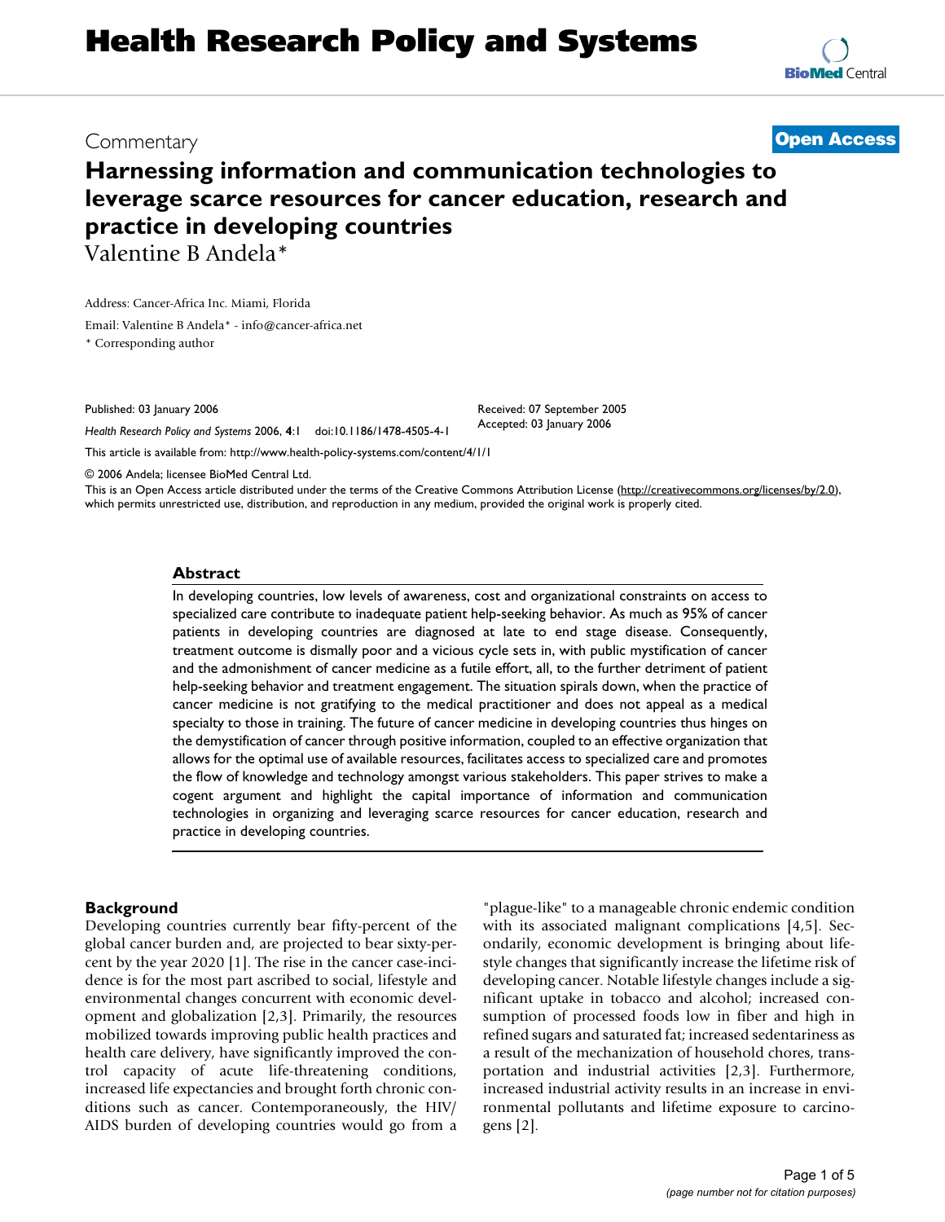# Health Research Policy and Systems

Commentary

**Open Access**

## Harnessing information and communication technologies to leverage scarce resources for cancer education, research and practice in developing countries

Valentine B Andela*

Address: Cancer-Africa Inc. Miami, Florida

Email: Valentine B Andela* - info@cancer-africa.net

* Corresponding author

Published: 03 January 2006

Received: 07 September 2005

Accepted: 03 January 2006

*Health Research Policy and Systems* 2006, **4**:1 doi:10.1186/1478-4505-4-1

This article is available from: http://www.health-policy-systems.com/content/4/1/1

© 2006 Andela; licensee BioMed Central Ltd.

This is an Open Access article distributed under the terms of the Creative Commons Attribution License (http://creativecommons.org/licenses/by/2.0), which permits unrestricted use, distribution, and reproduction in any medium, provided the original work is properly cited.

### Abstract

In developing countries, low levels of awareness, cost and organizational constraints on access to specialized care contribute to inadequate patient help-seeking behavior. As much as 95% of cancer patients in developing countries are diagnosed at late to end stage disease. Consequently, treatment outcome is dismally poor and a vicious cycle sets in, with public mystification of cancer and the admonishment of cancer medicine as a futile effort, all, to the further detriment of patient help-seeking behavior and treatment engagement. The situation spirals down, when the practice of cancer medicine is not gratifying to the medical practitioner and does not appeal as a medical specialty to those in training. The future of cancer medicine in developing countries thus hinges on the demystification of cancer through positive information, coupled to an effective organization that allows for the optimal use of available resources, facilitates access to specialized care and promotes the flow of knowledge and technology amongst various stakeholders. This paper strives to make a cogent argument and highlight the capital importance of information and communication technologies in organizing and leveraging scarce resources for cancer education, research and practice in developing countries.

### Background

Developing countries currently bear fifty-percent of the global cancer burden and, are projected to bear sixty-percent by the year 2020 [1]. The rise in the cancer case-incidence is for the most part ascribed to social, lifestyle and environmental changes concurrent with economic development and globalization [2,3]. Primarily, the resources mobilized towards improving public health practices and health care delivery, have significantly improved the control capacity of acute life-threatening conditions, increased life expectancies and brought forth chronic conditions such as cancer. Contemporaneously, the HIV/AIDS burden of developing countries would go from a "plague-like" to a manageable chronic endemic condition with its associated malignant complications [4,5]. Secondarily, economic development is bringing about lifestyle changes that significantly increase the lifetime risk of developing cancer. Notable lifestyle changes include a significant uptake in tobacco and alcohol; increased consumption of processed foods low in fiber and high in refined sugars and saturated fat; increased sedentariness as a result of the mechanization of household chores, transportation and industrial activities [2,3]. Furthermore, increased industrial activity results in an increase in environmental pollutants and lifetime exposure to carcinogens [2].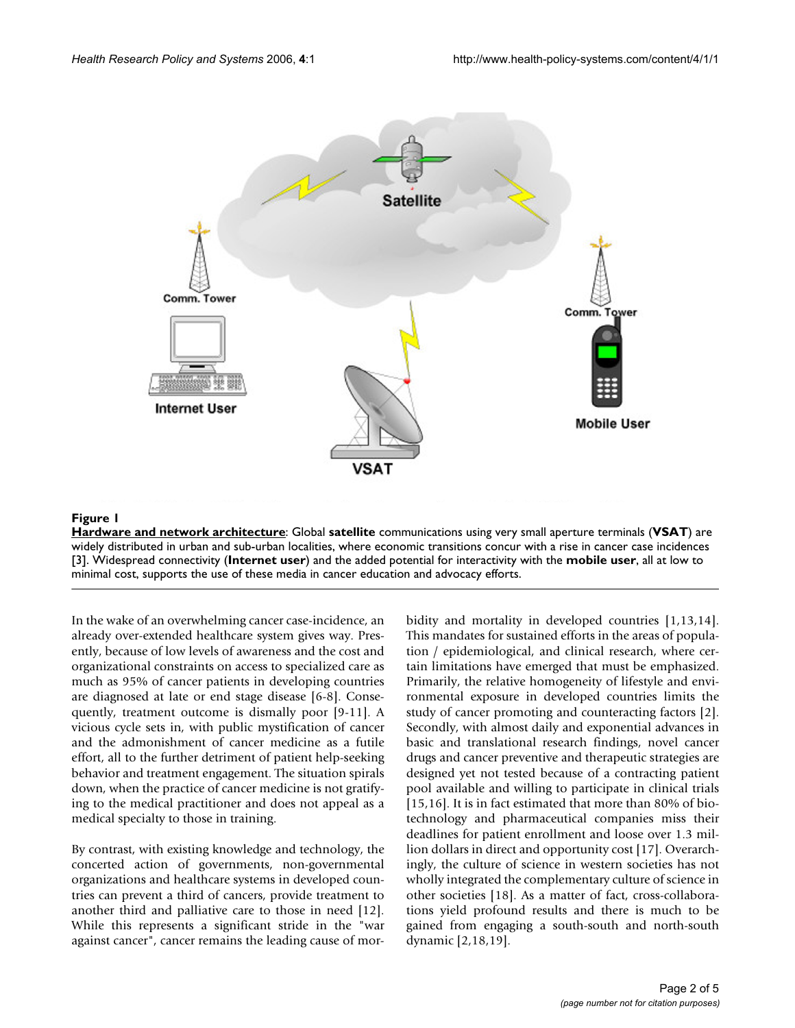**Figure 1**

**Hardware and network architecture**: Global **satellite** communications using very small aperture terminals (**VSAT**) are widely distributed in urban and sub-urban localities, where economic transitions concur with a rise in cancer case incidences [3]. Widespread connectivity (**Internet user**) and the added potential for interactivity with the **mobile user**, all at low to minimal cost, supports the use of these media in cancer education and advocacy efforts.

In the wake of an overwhelming cancer case-incidence, an already over-extended healthcare system gives way. Presently, because of low levels of awareness and the cost and organizational constraints on access to specialized care as much as 95% of cancer patients in developing countries are diagnosed at late or end stage disease [6-8]. Consequently, treatment outcome is dismally poor [9-11]. A vicious cycle sets in, with public mystification of cancer and the admonishment of cancer medicine as a futile effort, all to the further detriment of patient help-seeking behavior and treatment engagement. The situation spirals down, when the practice of cancer medicine is not gratifying to the medical practitioner and does not appeal as a medical specialty to those in training.

By contrast, with existing knowledge and technology, the concerted action of governments, non-governmental organizations and healthcare systems in developed countries can prevent a third of cancers, provide treatment to another third and palliative care to those in need [12]. While this represents a significant stride in the "war against cancer", cancer remains the leading cause of morbidity and mortality in developed countries [1,13,14]. This mandates for sustained efforts in the areas of population / epidemiological, and clinical research, where certain limitations have emerged that must be emphasized. Primarily, the relative homogeneity of lifestyle and environmental exposure in developed countries limits the study of cancer promoting and counteracting factors [2]. Secondly, with almost daily and exponential advances in basic and translational research findings, novel cancer drugs and cancer preventive and therapeutic strategies are designed yet not tested because of a contracting patient pool available and willing to participate in clinical trials [15,16]. It is in fact estimated that more than 80% of biotechnology and pharmaceutical companies miss their deadlines for patient enrollment and loose over 1.3 million dollars in direct and opportunity cost [17]. Overarchingly, the culture of science in western societies has not wholly integrated the complementary culture of science in other societies [18]. As a matter of fact, cross-collaborations yield profound results and there is much to be gained from engaging a south-south and north-south dynamic [2,18,19].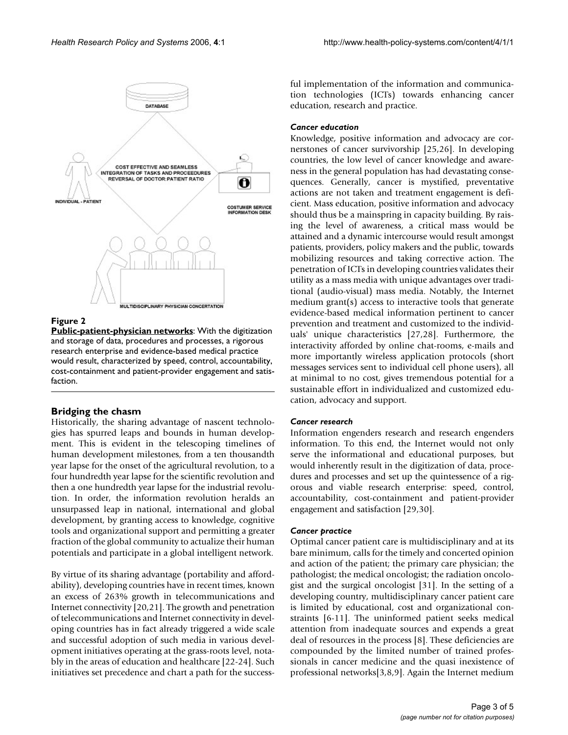**Figure 2**

**Public-patient-physician networks**: With the digitization and storage of data, procedures and processes, a rigorous research enterprise and evidence-based medical practice would result, characterized by speed, control, accountability, cost-containment and patient-provider engagement and satisfaction.

## Bridging the chasm

Historically, the sharing advantage of nascent technologies has spurred leaps and bounds in human development. This is evident in the telescoping timelines of human development milestones, from a ten thousandth year lapse for the onset of the agricultural revolution, to a four hundredth year lapse for the scientific revolution and then a one hundredth year lapse for the industrial revolution. In order, the information revolution heralds an unsurpassed leap in national, international and global development, by granting access to knowledge, cognitive tools and organizational support and permitting a greater fraction of the global community to actualize their human potentials and participate in a global intelligent network.

By virtue of its sharing advantage (portability and affordability), developing countries have in recent times, known an excess of 263% growth in telecommunications and Internet connectivity [20,21]. The growth and penetration of telecommunications and Internet connectivity in developing countries has in fact already triggered a wide scale and successful adoption of such media in various development initiatives operating at the grass-roots level, notably in the areas of education and healthcare [22-24]. Such initiatives set precedence and chart a path for the successful implementation of the information and communication technologies (ICTs) towards enhancing cancer education, research and practice.

### *Cancer education*

Knowledge, positive information and advocacy are cornerstones of cancer survivorship [25,26]. In developing countries, the low level of cancer knowledge and awareness in the general population has had devastating consequences. Generally, cancer is mystified, preventative actions are not taken and treatment engagement is deficient. Mass education, positive information and advocacy should thus be a mainspring in capacity building. By raising the level of awareness, a critical mass would be attained and a dynamic intercourse would result amongst patients, providers, policy makers and the public, towards mobilizing resources and taking corrective action. The penetration of ICTs in developing countries validates their utility as a mass media with unique advantages over traditional (audio-visual) mass media. Notably, the Internet medium grant(s) access to interactive tools that generate evidence-based medical information pertinent to cancer prevention and treatment and customized to the individuals' unique characteristics [27,28]. Furthermore, the interactivity afforded by online chat-rooms, e-mails and more importantly wireless application protocols (short messages services sent to individual cell phone users), all at minimal to no cost, gives tremendous potential for a sustainable effort in individualized and customized education, advocacy and support.

### *Cancer research*

Information engenders research and research engenders information. To this end, the Internet would not only serve the informational and educational purposes, but would inherently result in the digitization of data, procedures and processes and set up the quintessence of a rigorous and viable research enterprise: speed, control, accountability, cost-containment and patient-provider engagement and satisfaction [29,30].

### *Cancer practice*

Optimal cancer patient care is multidisciplinary and at its bare minimum, calls for the timely and concerted opinion and action of the patient; the primary care physician; the pathologist; the medical oncologist; the radiation oncologist and the surgical oncologist [31]. In the setting of a developing country, multidisciplinary cancer patient care is limited by educational, cost and organizational constraints [6-11]. The uninformed patient seeks medical attention from inadequate sources and expends a great deal of resources in the process [8]. These deficiencies are compounded by the limited number of trained professionals in cancer medicine and the quasi inexistence of professional networks[3,8,9]. Again the Internet medium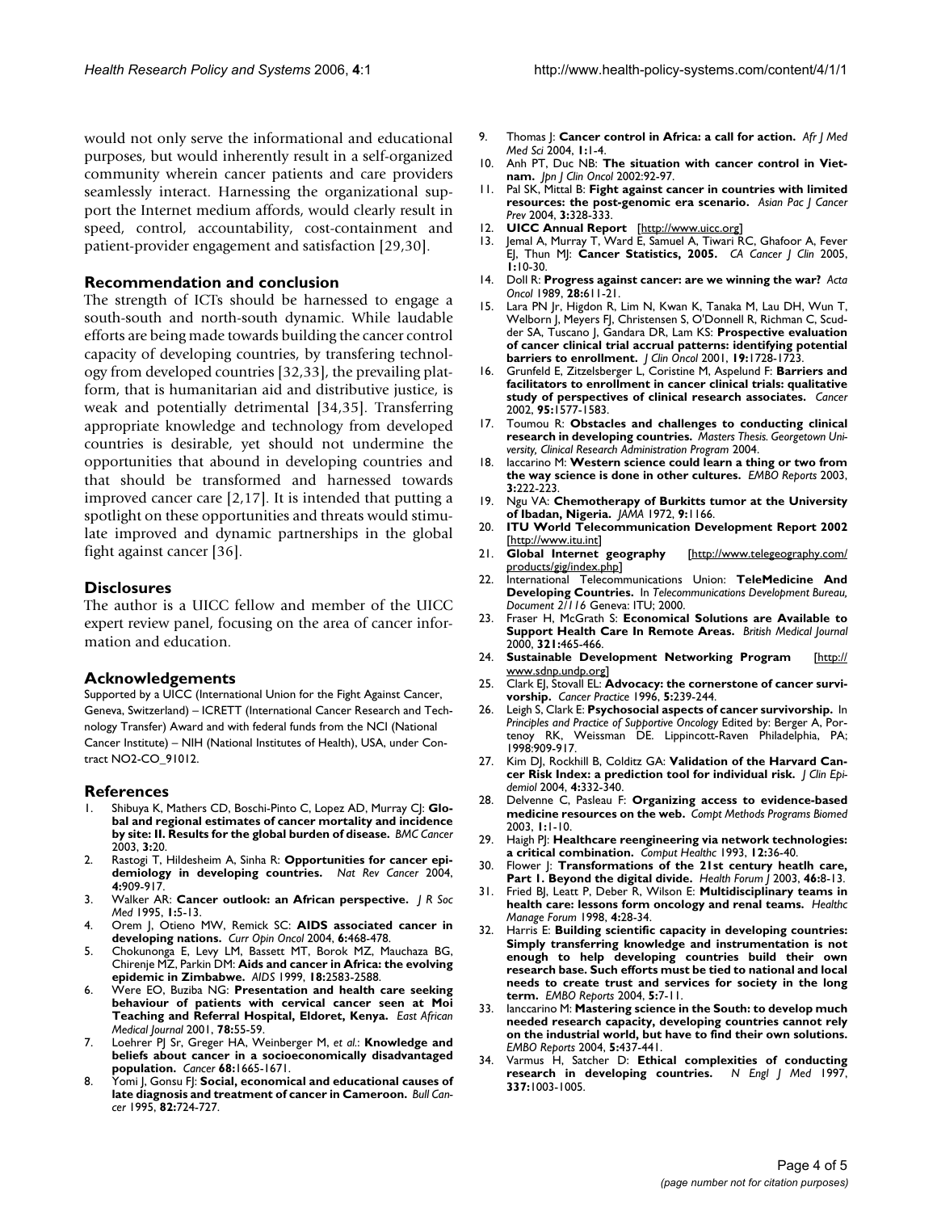would not only serve the informational and educational purposes, but would inherently result in a self-organized community wherein cancer patients and care providers seamlessly interact. Harnessing the organizational support the Internet medium affords, would clearly result in speed, control, accountability, cost-containment and patient-provider engagement and satisfaction [29,30].

## Recommendation and conclusion

The strength of ICTs should be harnessed to engage a south-south and north-south dynamic. While laudable efforts are being made towards building the cancer control capacity of developing countries, by transfering technology from developed countries [32,33], the prevailing platform, that is humanitarian aid and distributive justice, is weak and potentially detrimental [34,35]. Transferring appropriate knowledge and technology from developed countries is desirable, yet should not undermine the opportunities that abound in developing countries and that should be transformed and harnessed towards improved cancer care [2,17]. It is intended that putting a spotlight on these opportunities and threats would stimulate improved and dynamic partnerships in the global fight against cancer [36].

## Disclosures

The author is a UICC fellow and member of the UICC expert review panel, focusing on the area of cancer information and education.

## Acknowledgements

Supported by a UICC (International Union for the Fight Against Cancer, Geneva, Switzerland) – ICRETT (International Cancer Research and Technology Transfer) Award and with federal funds from the NCI (National Cancer Institute) – NIH (National Institutes of Health), USA, under Contract NO2-CO_91012.

## References

1. Shibuya K, Mathers CD, Boschi-Pinto C, Lopez AD, Murray CJ: **Global and regional estimates of cancer mortality and incidence by site: II. Results for the global burden of disease.** *BMC Cancer* 2003, **3:**20.
2. Rastogi T, Hildesheim A, Sinha R: **Opportunities for cancer epidemiology in developing countries.** *Nat Rev Cancer* 2004, **4:**909-917.
3. Walker AR: **Cancer outlook: an African perspective.** *J R Soc Med* 1995, **1:**5-13.
4. Orem J, Otieno MW, Remick SC: **AIDS associated cancer in developing nations.** *Curr Opin Oncol* 2004, **6:**468-478.
5. Chokunonga E, Levy LM, Bassett MT, Borok MZ, Mauchaza BG, Chirenje MZ, Parkin DM: **Aids and cancer in Africa: the evolving epidemic in Zimbabwe.** *AIDS* 1999, **18:**2583-2588.
6. Were EO, Buziba NG: **Presentation and health care seeking behaviour of patients with cervical cancer seen at Moi Teaching and Referral Hospital, Eldoret, Kenya.** *East African Medical Journal* 2001, **78:**55-59.
7. Loehrer PJ Sr, Greger HA, Weinberger M, *et al.*: **Knowledge and beliefs about cancer in a socioeconomically disadvantaged population.** *Cancer* **68:**1665-1671.
8. Yomi J, Gonsu FJ: **Social, economical and educational causes of late diagnosis and treatment of cancer in Cameroon.** *Bull Cancer* 1995, **82:**724-727.
9. Thomas J: **Cancer control in Africa: a call for action.** *Afr J Med Med Sci* 2004, **1:**1-4.
10. Anh PT, Duc NB: **The situation with cancer control in Vietnam.** *Jpn J Clin Oncol* 2002:92-97.
11. Pal SK, Mittal B: **Fight against cancer in countries with limited resources: the post-genomic era scenario.** *Asian Pac J Cancer Prev* 2004, **3:**328-333.
12. **UICC Annual Report** [http://www.uicc.org]
13. Jemal A, Murray T, Ward E, Samuel A, Tiwari RC, Ghafoor A, Fever EJ, Thun MJ: **Cancer Statistics, 2005.** *CA Cancer J Clin* 2005, **1:**10-30.
14. Doll R: **Progress against cancer: are we winning the war?** *Acta Oncol* 1989, **28:**611-21.
15. Lara PN Jr, Higdon R, Lim N, Kwan K, Tanaka M, Lau DH, Wun T, Welborn J, Meyers FJ, Christensen S, O'Donnell R, Richman C, Scudder SA, Tuscano J, Gandara DR, Lam KS: **Prospective evaluation of cancer clinical trial accrual patterns: identifying potential barriers to enrollment.** *J Clin Oncol* 2001, **19:**1728-1723.
16. Grunfeld E, Zitzelsberger L, Coristine M, Aspelund F: **Barriers and facilitators to enrollment in cancer clinical trials: qualitative study of perspectives of clinical research associates.** *Cancer* 2002, **95:**1577-1583.
17. Toumou R: **Obstacles and challenges to conducting clinical research in developing countries.** *Masters Thesis. Georgetown University, Clinical Research Administration Program* 2004.
18. Iaccarino M: **Western science could learn a thing or two from the way science is done in other cultures.** *EMBO Reports* 2003, **3:**222-223.
19. Ngu VA: **Chemotherapy of Burkitts tumor at the University of Ibadan, Nigeria.** *JAMA* 1972, **9:**1166.
20. **ITU World Telecommunication Development Report 2002** [http://www.itu.int]
21. **Global Internet geography** [http://www.telegeography.com/products/gig/index.php]
22. International Telecommunications Union: **TeleMedicine And Developing Countries.** In *Telecommunications Development Bureau, Document 2/116* Geneva: ITU; 2000.
23. Fraser H, McGrath S: **Economical Solutions are Available to Support Health Care In Remote Areas.** *British Medical Journal* 2000, **321:**465-466.
24. **Sustainable Development Networking Program** [http://www.sdnp.undp.org]
25. Clark EJ, Stovall EL: **Advocacy: the cornerstone of cancer survivorship.** *Cancer Practice* 1996, **5:**239-244.
26. Leigh S, Clark E: **Psychosocial aspects of cancer survivorship.** In *Principles and Practice of Supportive Oncology* Edited by: Berger A, Portenoy RK, Weissman DE. Lippincott-Raven Philadelphia, PA; 1998:909-917.
27. Kim DJ, Rockhill B, Colditz GA: **Validation of the Harvard Cancer Risk Index: a prediction tool for individual risk.** *J Clin Epidemiol* 2004, **4:**332-340.
28. Delvenne C, Pasleau F: **Organizing access to evidence-based medicine resources on the web.** *Compt Methods Programs Biomed* 2003, **1:**1-10.
29. Haigh PJ: **Healthcare reengineering via network technologies: a critical combination.** *Comput Healthc* 1993, **12:**36-40.
30. Flower J: **Transformations of the 21st century heatlh care, Part 1. Beyond the digital divide.** *Health Forum J* 2003, **46:**8-13.
31. Fried BJ, Leatt P, Deber R, Wilson E: **Multidisciplinary teams in health care: lessons form oncology and renal teams.** *Healthc Manage Forum* 1998, **4:**28-34.
32. Harris E: **Building scientific capacity in developing countries: Simply transferring knowledge and instrumentation is not enough to help developing countries build their own research base. Such efforts must be tied to national and local needs to create trust and services for society in the long term.** *EMBO Reports* 2004, **5:**7-11.
33. Ianccarino M: **Mastering science in the South: to develop much needed research capacity, developing countries cannot rely on the industrial world, but have to find their own solutions.** *EMBO Reports* 2004, **5:**437-441.
34. Varmus H, Satcher D: **Ethical complexities of conducting research in developing countries.** *N Engl J Med* 1997, **337:**1003-1005.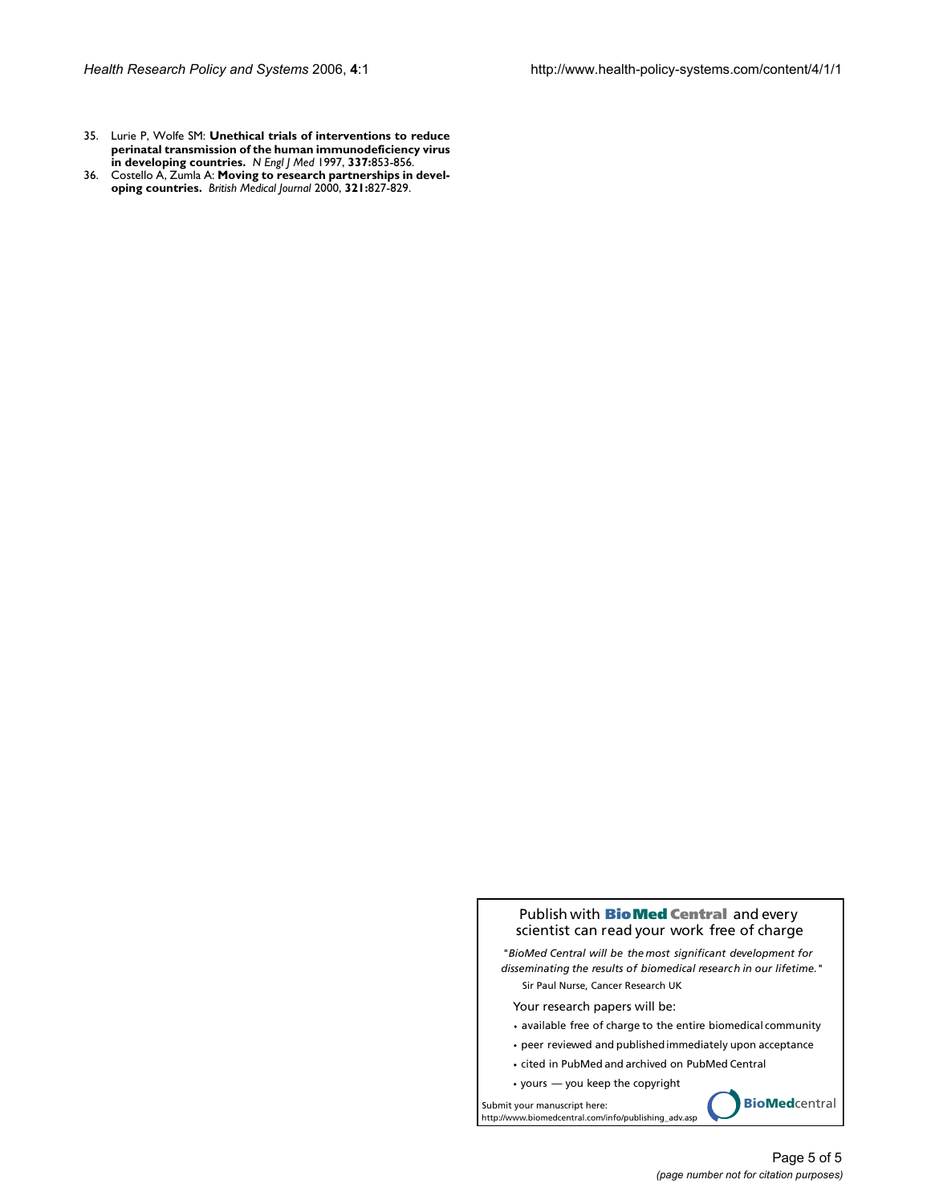35. Lurie P, Wolfe SM: **Unethical trials of interventions to reduce perinatal transmission of the human immunodeficiency virus in developing countries.** *N Engl J Med* 1997, **337:**853-856.
36. Costello A, Zumla A: **Moving to research partnerships in developing countries.** *British Medical Journal* 2000, **321:**827-829.

Publish with **BioMed Central** and every scientist can read your work free of charge

*"BioMed Central will be the most significant development for disseminating the results of biomedical research in our lifetime."*

Sir Paul Nurse, Cancer Research UK

Your research papers will be:

- available free of charge to the entire biomedical community
- peer reviewed and published immediately upon acceptance
- cited in PubMed and archived on PubMed Central
- yours — you keep the copyright

Submit your manuscript here:
http://www.biomedcentral.com/info/publishing_adv.asp

**BioMed**central